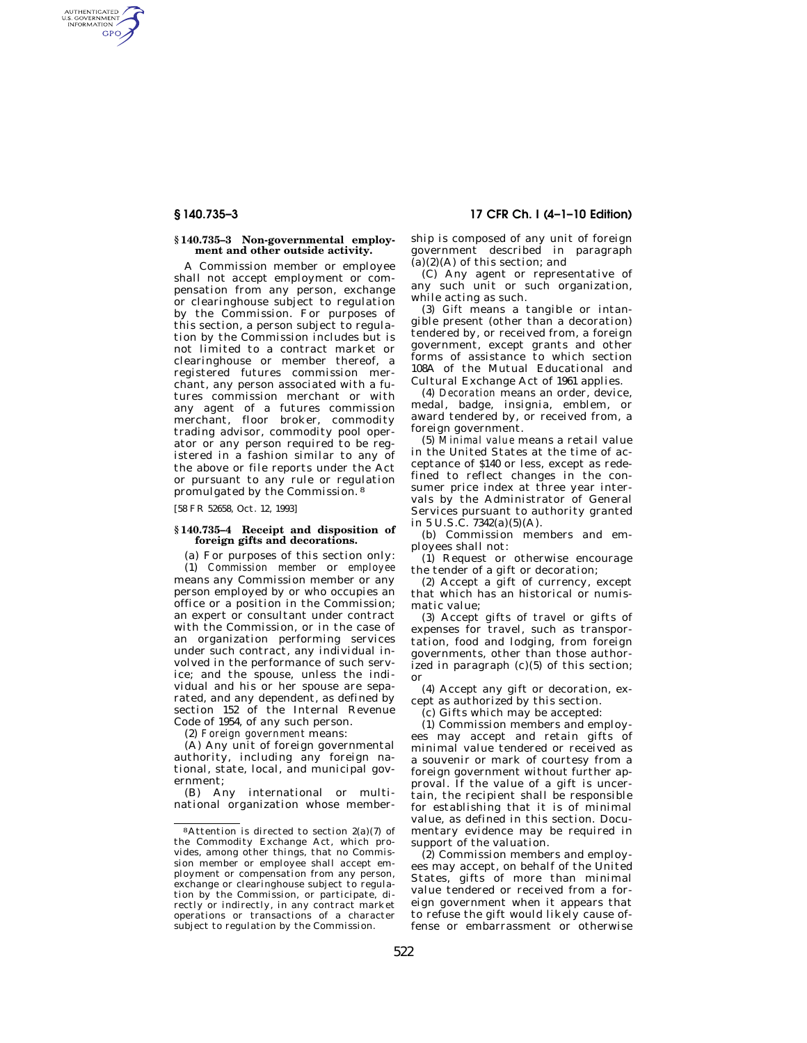### § 140.735–3 Non-governmental employment and other outside activity.

A Commission member or employee shall not accept employment or compensation from any person, exchange or clearinghouse subject to regulation by the Commission. For purposes of this section, a person subject to regulation by the Commission includes but is not limited to a contract market or clearinghouse or member thereof, a registered futures commission merchant, any person associated with a futures commission merchant or with any agent of a futures commission merchant, floor broker, commodity trading advisor, commodity pool operator or any person required to be registered in a fashion similar to any of the above or file reports under the Act or pursuant to any rule or regulation promulgated by the Commission.[8]

[58 FR 52658, Oct. 12, 1993]

### § 140.735–4 Receipt and disposition of foreign gifts and decorations.

(a) For purposes of this section only:

(1) *Commission member* or *employee* means any Commission member or any person employed by or who occupies an office or a position in the Commission; an expert or consultant under contract with the Commission, or in the case of an organization performing services under such contract, any individual involved in the performance of such service; and the spouse, unless the individual and his or her spouse are separated, and any dependent, as defined by section 152 of the Internal Revenue Code of 1954, of any such person.

(2) *Foreign government* means:

(A) Any unit of foreign governmental authority, including any foreign national, state, local, and municipal government;

(B) Any international or multinational organization whose membership is composed of any unit of foreign government described in paragraph (a)(2)(A) of this section; and

(C) Any agent or representative of any such unit or such organization, while acting as such.

(3) *Gift* means a tangible or intangible present (other than a decoration) tendered by, or received from, a foreign government, except grants and other forms of assistance to which section 108A of the Mutual Educational and Cultural Exchange Act of 1961 applies.

(4) *Decoration* means an order, device, medal, badge, insignia, emblem, or award tendered by, or received from, a foreign government.

(5) *Minimal value* means a retail value in the United States at the time of acceptance of $140 or less, except as redefined to reflect changes in the consumer price index at three year intervals by the Administrator of General Services pursuant to authority granted in 5 U.S.C. 7342(a)(5)(A).

(b) Commission members and employees shall not:

(1) Request or otherwise encourage the tender of a gift or decoration;

(2) Accept a gift of currency, except that which has an historical or numismatic value;

(3) Accept gifts of travel or gifts of expenses for travel, such as transportation, food and lodging, from foreign governments, other than those authorized in paragraph (c)(5) of this section; or

(4) Accept any gift or decoration, except as authorized by this section.

(c) Gifts which may be accepted:

(1) Commission members and employees may accept and retain gifts of minimal value tendered or received as a souvenir or mark of courtesy from a foreign government without further approval. If the value of a gift is uncertain, the recipient shall be responsible for establishing that it is of minimal value, as defined in this section. Documentary evidence may be required in support of the valuation.

(2) Commission members and employees may accept, on behalf of the United States, gifts of more than minimal value tendered or received from a foreign government when it appears that to refuse the gift would likely cause offense or embarrassment or otherwise

---

[8] Attention is directed to section 2(a)(7) of the Commodity Exchange Act, which provides, among other things, that no Commission member or employee shall accept employment or compensation from any person, exchange or clearinghouse subject to regulation by the Commission, or participate, directly or indirectly, in any contract market operations or transactions of a character subject to regulation by the Commission.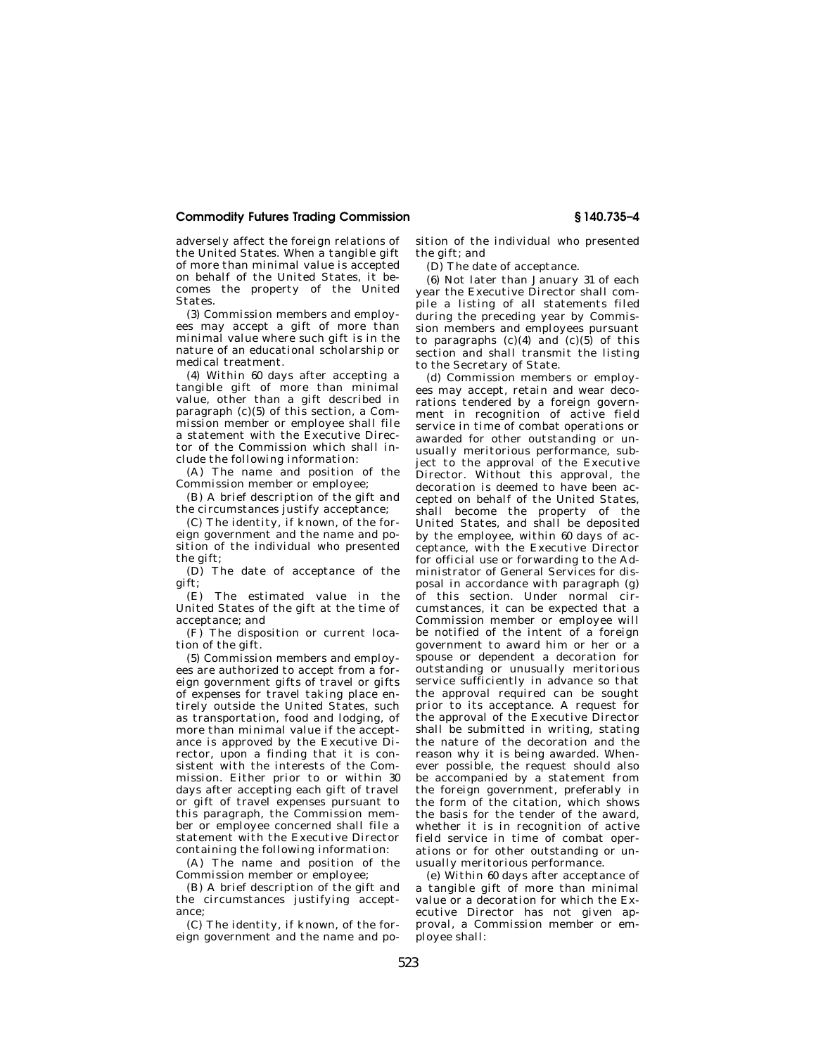adversely affect the foreign relations of the United States. When a tangible gift of more than minimal value is accepted on behalf of the United States, it becomes the property of the United States.

(3) Commission members and employees may accept a gift of more than minimal value where such gift is in the nature of an educational scholarship or medical treatment.

(4) Within 60 days after accepting a tangible gift of more than minimal value, other than a gift described in paragraph (c)(5) of this section, a Commission member or employee shall file a statement with the Executive Director of the Commission which shall include the following information:

(A) The name and position of the Commission member or employee;

(B) A brief description of the gift and the circumstances justify acceptance;

(C) The identity, if known, of the foreign government and the name and position of the individual who presented the gift;

(D) The date of acceptance of the gift;

(E) The estimated value in the United States of the gift at the time of acceptance; and

(F) The disposition or current location of the gift.

(5) Commission members and employees are authorized to accept from a foreign government gifts of travel or gifts of expenses for travel taking place entirely outside the United States, such as transportation, food and lodging, of more than minimal value if the acceptance is approved by the Executive Director, upon a finding that it is consistent with the interests of the Commission. Either prior to or within 30 days after accepting each gift of travel or gift of travel expenses pursuant to this paragraph, the Commission member or employee concerned shall file a statement with the Executive Director containing the following information:

(A) The name and position of the Commission member or employee;

(B) A brief description of the gift and the circumstances justifying acceptance;

(C) The identity, if known, of the foreign government and the name and position of the individual who presented the gift; and

(D) The date of acceptance.

(6) Not later than January 31 of each year the Executive Director shall compile a listing of all statements filed during the preceding year by Commission members and employees pursuant to paragraphs (c)(4) and (c)(5) of this section and shall transmit the listing to the Secretary of State.

(d) Commission members or employees may accept, retain and wear decorations tendered by a foreign government in recognition of active field service in time of combat operations or awarded for other outstanding or unusually meritorious performance, subject to the approval of the Executive Director. Without this approval, the decoration is deemed to have been accepted on behalf of the United States, shall become the property of the United States, and shall be deposited by the employee, within 60 days of acceptance, with the Executive Director for official use or forwarding to the Administrator of General Services for disposal in accordance with paragraph (g) of this section. Under normal circumstances, it can be expected that a Commission member or employee will be notified of the intent of a foreign government to award him or her or a spouse or dependent a decoration for outstanding or unusually meritorious service sufficiently in advance so that the approval required can be sought prior to its acceptance. A request for the approval of the Executive Director shall be submitted in writing, stating the nature of the decoration and the reason why it is being awarded. Whenever possible, the request should also be accompanied by a statement from the foreign government, preferably in the form of the citation, which shows the basis for the tender of the award, whether it is in recognition of active field service in time of combat operations or for other outstanding or unusually meritorious performance.

(e) Within 60 days after acceptance of a tangible gift of more than minimal value or a decoration for which the Executive Director has not given approval, a Commission member or employee shall: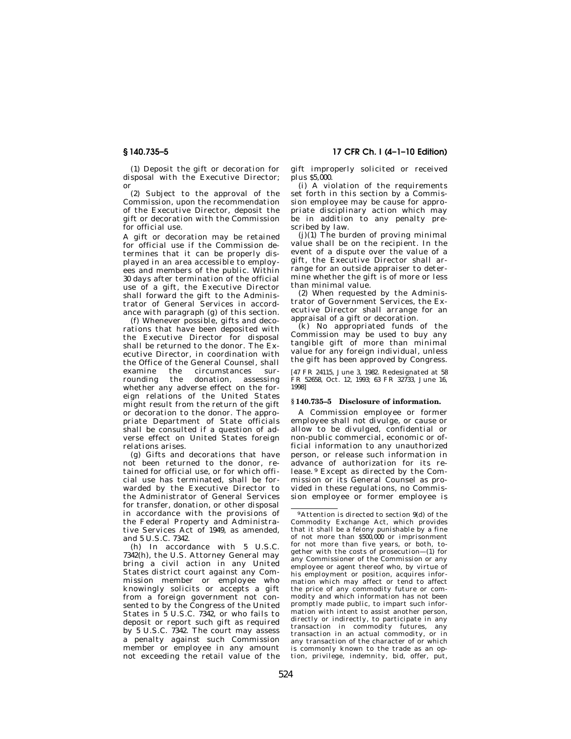(1) Deposit the gift or decoration for disposal with the Executive Director; or

(2) Subject to the approval of the Commission, upon the recommendation of the Executive Director, deposit the gift or decoration with the Commission for official use.

A gift or decoration may be retained for official use if the Commission determines that it can be properly displayed in an area accessible to employees and members of the public. Within 30 days after termination of the official use of a gift, the Executive Director shall forward the gift to the Administrator of General Services in accordance with paragraph (g) of this section.

(f) Whenever possible, gifts and decorations that have been deposited with the Executive Director for disposal shall be returned to the donor. The Executive Director, in coordination with the Office of the General Counsel, shall examine the circumstances surrounding the donation, assessing whether any adverse effect on the foreign relations of the United States might result from the return of the gift or decoration to the donor. The appropriate Department of State officials shall be consulted if a question of adverse effect on United States foreign relations arises.

(g) Gifts and decorations that have not been returned to the donor, retained for official use, or for which official use has terminated, shall be forwarded by the Executive Director to the Administrator of General Services for transfer, donation, or other disposal in accordance with the provisions of the Federal Property and Administrative Services Act of 1949, as amended, and 5 U.S.C. 7342.

(h) In accordance with 5 U.S.C. 7342(h), the U.S. Attorney General may bring a civil action in any United States district court against any Commission member or employee who knowingly solicits or accepts a gift from a foreign government not consented to by the Congress of the United States in 5 U.S.C. 7342, or who fails to deposit or report such gift as required by 5 U.S.C. 7342. The court may assess a penalty against such Commission member or employee in any amount not exceeding the retail value of the gift improperly solicited or received plus $5,000.

(i) A violation of the requirements set forth in this section by a Commission employee may be cause for appropriate disciplinary action which may be in addition to any penalty prescribed by law.

(j)(1) The burden of proving minimal value shall be on the recipient. In the event of a dispute over the value of a gift, the Executive Director shall arrange for an outside appraiser to determine whether the gift is of more or less than minimal value.

(2) When requested by the Administrator of Government Services, the Executive Director shall arrange for an appraisal of a gift or decoration.

(k) No appropriated funds of the Commission may be used to buy any tangible gift of more than minimal value for any foreign individual, unless the gift has been approved by Congress.

[47 FR 24115, June 3, 1982. Redesignated at 58 FR 52658, Oct. 12, 1993; 63 FR 32733, June 16, 1998]

### § 140.735–5 Disclosure of information.

A Commission employee or former employee shall not divulge, or cause or allow to be divulged, confidential or non-public commercial, economic or official information to any unauthorized person, or release such information in advance of authorization for its release.[9] Except as directed by the Commission or its General Counsel as provided in these regulations, no Commission employee or former employee is

[9] Attention is directed to section 9(d) of the Commodity Exchange Act, which provides that it shall be a felony punishable by a fine of not more than $500,000 or imprisonment for not more than five years, or both, together with the costs of prosecution—(1) for any Commissioner of the Commission or any employee or agent thereof who, by virtue of his employment or position, acquires information which may affect or tend to affect the price of any commodity future or commodity and which information has not been promptly made public, to impart such information with intent to assist another person, directly or indirectly, to participate in any transaction in commodity futures, any transaction in an actual commodity, or in any transaction of the character of or which is commonly known to the trade as an option, privilege, indemnity, bid, offer, put,